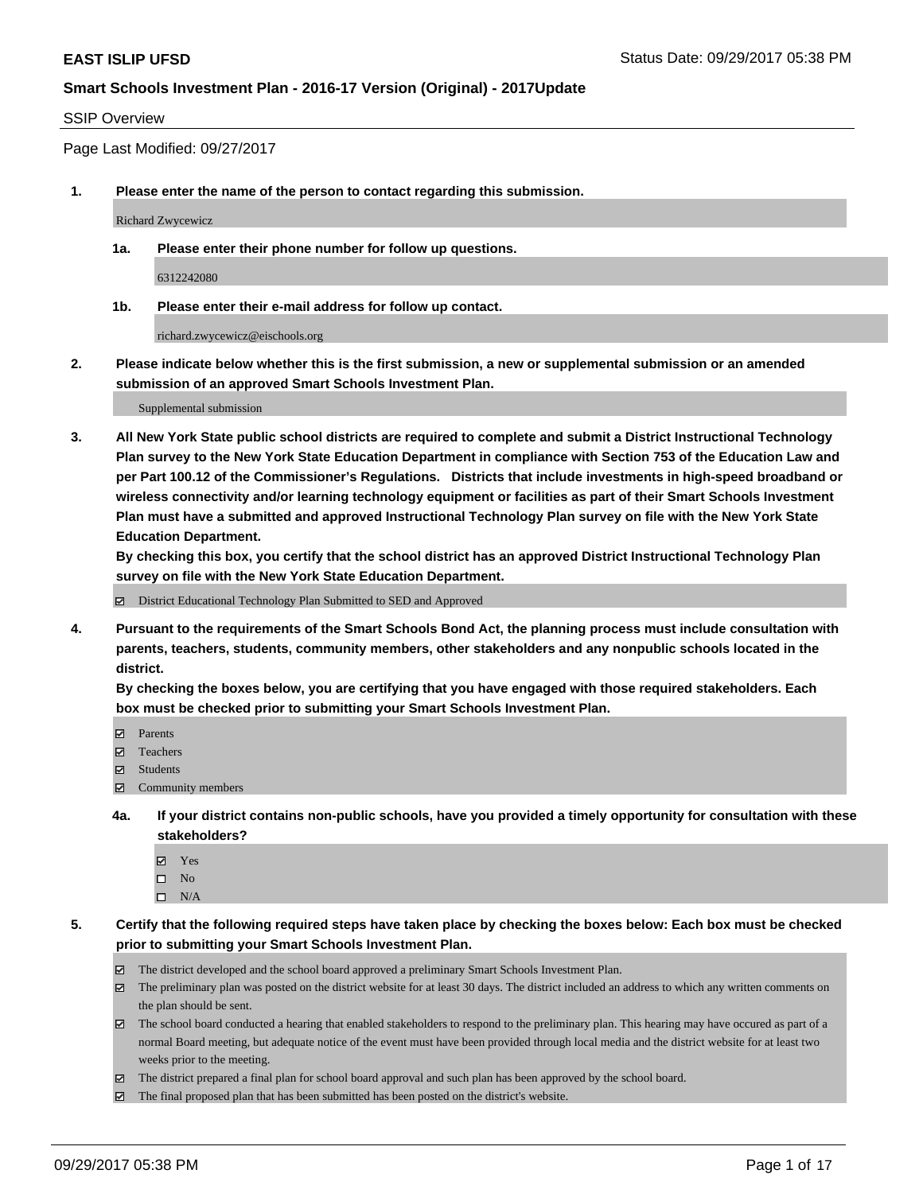**EAST ISLIP UFSD**

Status Date: 09/29/2017 05:38 PM

**Smart Schools Investment Plan - 2016-17 Version (Original) - 2017Update**

SSIP Overview

Page Last Modified: 09/27/2017

**1. Please enter the name of the person to contact regarding this submission.**

Richard Zwycewicz

**1a. Please enter their phone number for follow up questions.**

6312242080

**1b. Please enter their e-mail address for follow up contact.**

richard.zwycewicz@eischools.org

**2. Please indicate below whether this is the first submission, a new or supplemental submission or an amended submission of an approved Smart Schools Investment Plan.**

Supplemental submission

**3. All New York State public school districts are required to complete and submit a District Instructional Technology Plan survey to the New York State Education Department in compliance with Section 753 of the Education Law and per Part 100.12 of the Commissioner's Regulations. Districts that include investments in high-speed broadband or wireless connectivity and/or learning technology equipment or facilities as part of their Smart Schools Investment Plan must have a submitted and approved Instructional Technology Plan survey on file with the New York State Education Department.**
**By checking this box, you certify that the school district has an approved District Instructional Technology Plan survey on file with the New York State Education Department.**

- ☑ District Educational Technology Plan Submitted to SED and Approved

**4. Pursuant to the requirements of the Smart Schools Bond Act, the planning process must include consultation with parents, teachers, students, community members, other stakeholders and any nonpublic schools located in the district.**
**By checking the boxes below, you are certifying that you have engaged with those required stakeholders. Each box must be checked prior to submitting your Smart Schools Investment Plan.**

- ☑ Parents
- ☑ Teachers
- ☑ Students
- ☑ Community members

**4a. If your district contains non-public schools, have you provided a timely opportunity for consultation with these stakeholders?**

- ☑ Yes
- ☐ No
- ☐ N/A

**5. Certify that the following required steps have taken place by checking the boxes below: Each box must be checked prior to submitting your Smart Schools Investment Plan.**

- ☑ The district developed and the school board approved a preliminary Smart Schools Investment Plan.
- ☑ The preliminary plan was posted on the district website for at least 30 days. The district included an address to which any written comments on the plan should be sent.
- ☑ The school board conducted a hearing that enabled stakeholders to respond to the preliminary plan. This hearing may have occured as part of a normal Board meeting, but adequate notice of the event must have been provided through local media and the district website for at least two weeks prior to the meeting.
- ☑ The district prepared a final plan for school board approval and such plan has been approved by the school board.
- ☑ The final proposed plan that has been submitted has been posted on the district's website.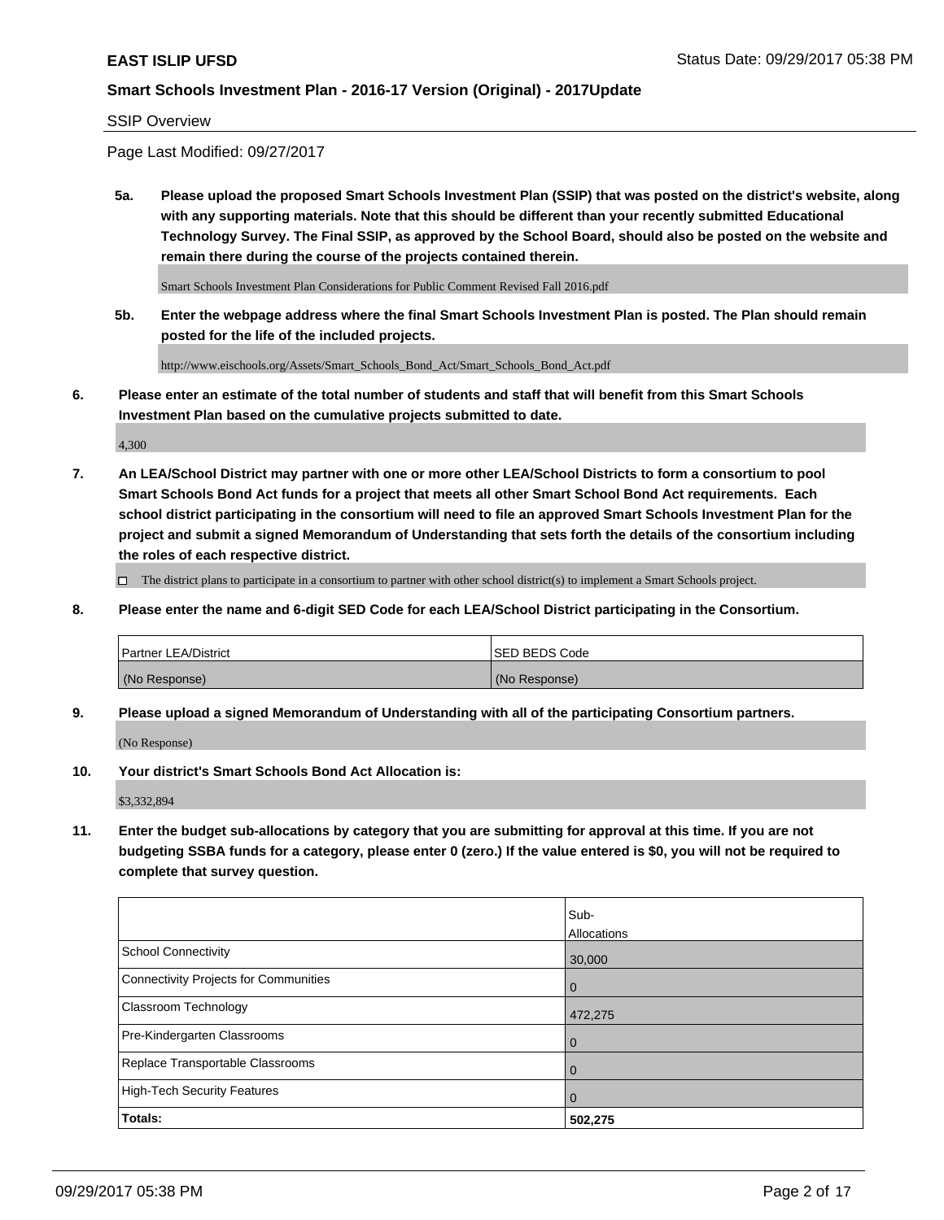SSIP Overview

Page Last Modified: 09/27/2017

**5a. Please upload the proposed Smart Schools Investment Plan (SSIP) that was posted on the district's website, along with any supporting materials. Note that this should be different than your recently submitted Educational Technology Survey. The Final SSIP, as approved by the School Board, should also be posted on the website and remain there during the course of the projects contained therein.**

Smart Schools Investment Plan Considerations for Public Comment Revised Fall 2016.pdf

**5b. Enter the webpage address where the final Smart Schools Investment Plan is posted. The Plan should remain posted for the life of the included projects.**

http://www.eischools.org/Assets/Smart_Schools_Bond_Act/Smart_Schools_Bond_Act.pdf

**6. Please enter an estimate of the total number of students and staff that will benefit from this Smart Schools Investment Plan based on the cumulative projects submitted to date.**

4,300

**7. An LEA/School District may partner with one or more other LEA/School Districts to form a consortium to pool Smart Schools Bond Act funds for a project that meets all other Smart School Bond Act requirements. Each school district participating in the consortium will need to file an approved Smart Schools Investment Plan for the project and submit a signed Memorandum of Understanding that sets forth the details of the consortium including the roles of each respective district.**

☐ The district plans to participate in a consortium to partner with other school district(s) to implement a Smart Schools project.

**8. Please enter the name and 6-digit SED Code for each LEA/School District participating in the Consortium.**

| Partner LEA/District | SED BEDS Code |
|---|---|
| (No Response) | (No Response) |

**9. Please upload a signed Memorandum of Understanding with all of the participating Consortium partners.**

(No Response)

**10. Your district's Smart Schools Bond Act Allocation is:**

$3,332,894

**11. Enter the budget sub-allocations by category that you are submitting for approval at this time. If you are not budgeting SSBA funds for a category, please enter 0 (zero.) If the value entered is $0, you will not be required to complete that survey question.**

| | Sub-Allocations |
|---|---|
| School Connectivity | 30,000 |
| Connectivity Projects for Communities | 0 |
| Classroom Technology | 472,275 |
| Pre-Kindergarten Classrooms | 0 |
| Replace Transportable Classrooms | 0 |
| High-Tech Security Features | 0 |
| **Totals:** | **502,275** |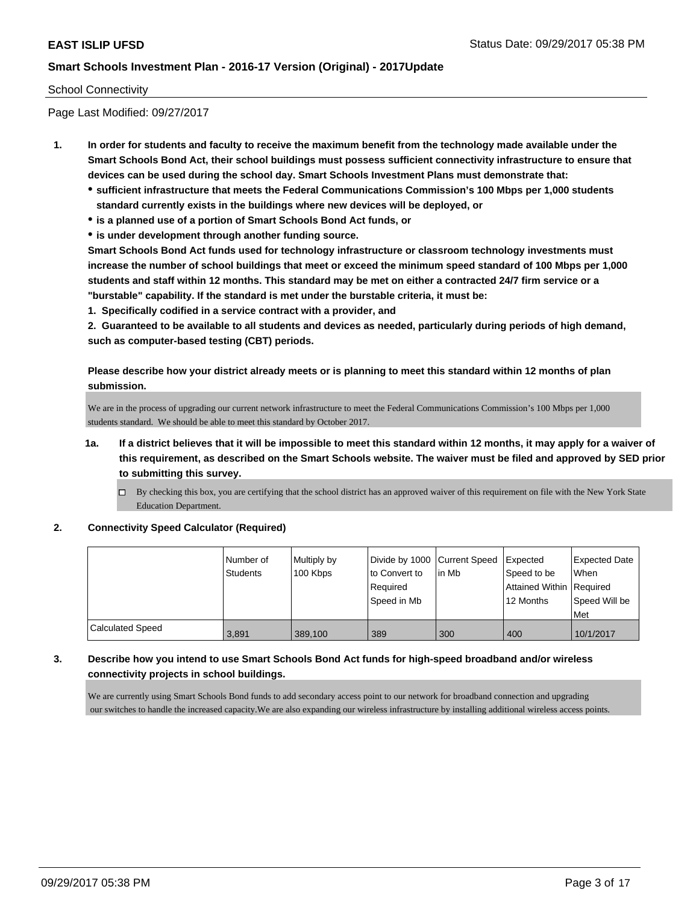School Connectivity

Page Last Modified: 09/27/2017

1. **In order for students and faculty to receive the maximum benefit from the technology made available under the Smart Schools Bond Act, their school buildings must possess sufficient connectivity infrastructure to ensure that devices can be used during the school day. Smart Schools Investment Plans must demonstrate that:**
   - **sufficient infrastructure that meets the Federal Communications Commission's 100 Mbps per 1,000 students standard currently exists in the buildings where new devices will be deployed, or**
   - **is a planned use of a portion of Smart Schools Bond Act funds, or**
   - **is under development through another funding source.**

   **Smart Schools Bond Act funds used for technology infrastructure or classroom technology investments must increase the number of school buildings that meet or exceed the minimum speed standard of 100 Mbps per 1,000 students and staff within 12 months. This standard may be met on either a contracted 24/7 firm service or a "burstable" capability. If the standard is met under the burstable criteria, it must be:**

   **1. Specifically codified in a service contract with a provider, and**

   **2. Guaranteed to be available to all students and devices as needed, particularly during periods of high demand, such as computer-based testing (CBT) periods.**

   **Please describe how your district already meets or is planning to meet this standard within 12 months of plan submission.**

   We are in the process of upgrading our current network infrastructure to meet the Federal Communications Commission's 100 Mbps per 1,000 students standard. We should be able to meet this standard by October 2017.

   1a. **If a district believes that it will be impossible to meet this standard within 12 months, it may apply for a waiver of this requirement, as described on the Smart Schools website. The waiver must be filed and approved by SED prior to submitting this survey.**

   ☐ By checking this box, you are certifying that the school district has an approved waiver of this requirement on file with the New York State Education Department.

2. **Connectivity Speed Calculator (Required)**

| | Number of Students | Multiply by 100 Kbps | Divide by 1000 to Convert to Required Speed in Mb | Current Speed in Mb | Expected Speed to be Attained Within 12 Months | Expected Date When Required Speed Will be Met |
|---|---|---|---|---|---|---|
| Calculated Speed | 3,891 | 389,100 | 389 | 300 | 400 | 10/1/2017 |

3. **Describe how you intend to use Smart Schools Bond Act funds for high-speed broadband and/or wireless connectivity projects in school buildings.**

   We are currently using Smart Schools Bond funds to add secondary access point to our network for broadband connection and upgrading our switches to handle the increased capacity.We are also expanding our wireless infrastructure by installing additional wireless access points.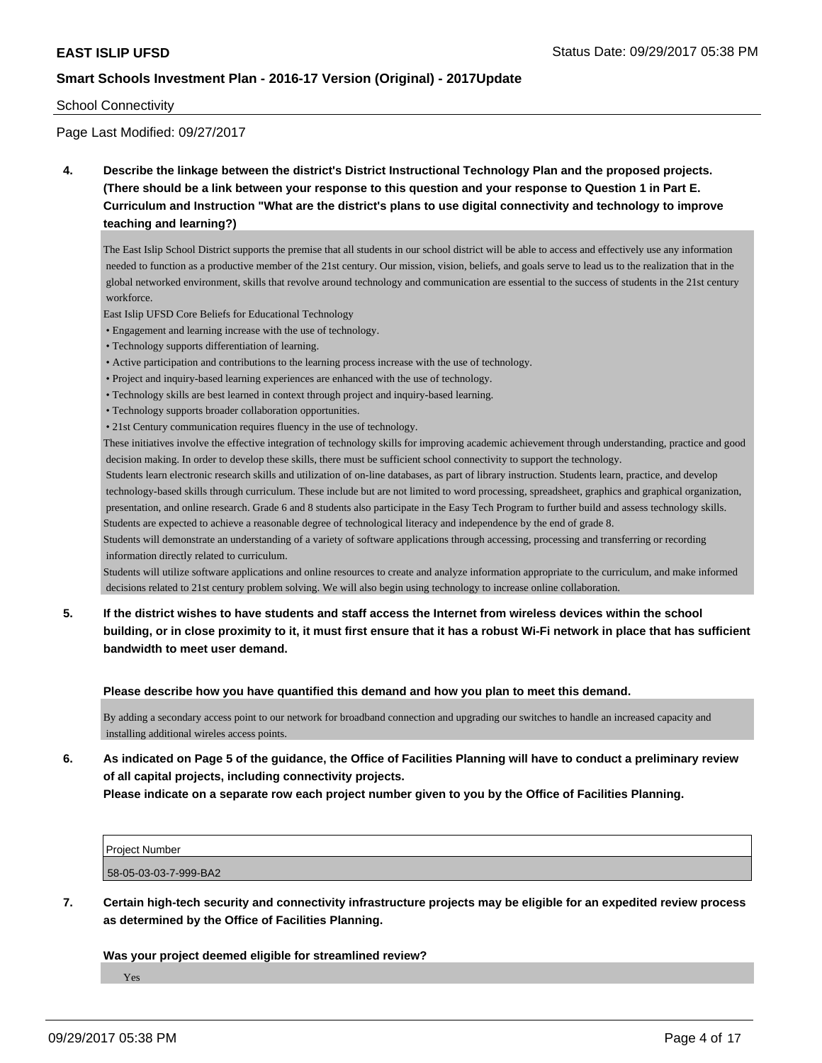School Connectivity

Page Last Modified: 09/27/2017

**4. Describe the linkage between the district's District Instructional Technology Plan and the proposed projects. (There should be a link between your response to this question and your response to Question 1 in Part E. Curriculum and Instruction "What are the district's plans to use digital connectivity and technology to improve teaching and learning?)**

The East Islip School District supports the premise that all students in our school district will be able to access and effectively use any information needed to function as a productive member of the 21st century. Our mission, vision, beliefs, and goals serve to lead us to the realization that in the global networked environment, skills that revolve around technology and communication are essential to the success of students in the 21st century workforce.

East Islip UFSD Core Beliefs for Educational Technology

- Engagement and learning increase with the use of technology.
- Technology supports differentiation of learning.
- Active participation and contributions to the learning process increase with the use of technology.
- Project and inquiry-based learning experiences are enhanced with the use of technology.
- Technology skills are best learned in context through project and inquiry-based learning.
- Technology supports broader collaboration opportunities.
- 21st Century communication requires fluency in the use of technology.

These initiatives involve the effective integration of technology skills for improving academic achievement through understanding, practice and good decision making. In order to develop these skills, there must be sufficient school connectivity to support the technology.

Students learn electronic research skills and utilization of on-line databases, as part of library instruction. Students learn, practice, and develop technology-based skills through curriculum. These include but are not limited to word processing, spreadsheet, graphics and graphical organization, presentation, and online research. Grade 6 and 8 students also participate in the Easy Tech Program to further build and assess technology skills.

Students are expected to achieve a reasonable degree of technological literacy and independence by the end of grade 8.

Students will demonstrate an understanding of a variety of software applications through accessing, processing and transferring or recording information directly related to curriculum.

Students will utilize software applications and online resources to create and analyze information appropriate to the curriculum, and make informed decisions related to 21st century problem solving. We will also begin using technology to increase online collaboration.

**5. If the district wishes to have students and staff access the Internet from wireless devices within the school building, or in close proximity to it, it must first ensure that it has a robust Wi-Fi network in place that has sufficient bandwidth to meet user demand.**

**Please describe how you have quantified this demand and how you plan to meet this demand.**

By adding a secondary access point to our network for broadband connection and upgrading our switches to handle an increased capacity and installing additional wireles access points.

**6. As indicated on Page 5 of the guidance, the Office of Facilities Planning will have to conduct a preliminary review of all capital projects, including connectivity projects.**
**Please indicate on a separate row each project number given to you by the Office of Facilities Planning.**

| Project Number |
|---|
| 58-05-03-03-7-999-BA2 |

**7. Certain high-tech security and connectivity infrastructure projects may be eligible for an expedited review process as determined by the Office of Facilities Planning.**

**Was your project deemed eligible for streamlined review?**

Yes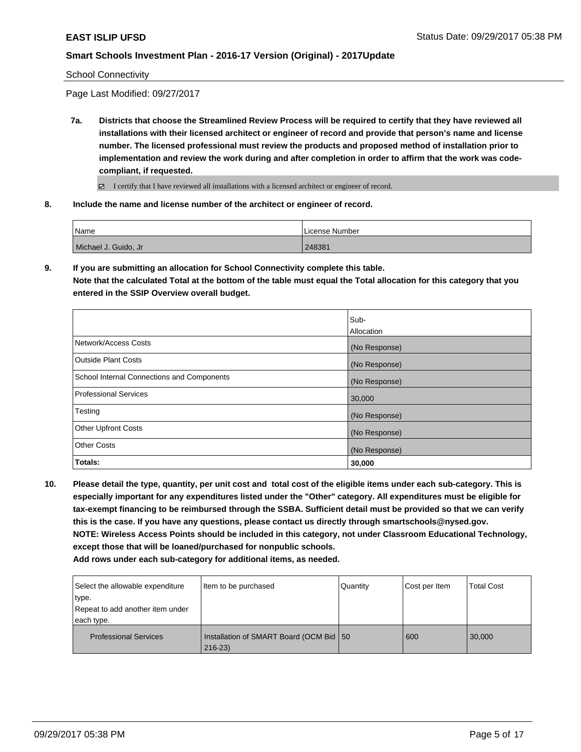School Connectivity

Page Last Modified: 09/27/2017

**7a. Districts that choose the Streamlined Review Process will be required to certify that they have reviewed all installations with their licensed architect or engineer of record and provide that person's name and license number. The licensed professional must review the products and proposed method of installation prior to implementation and review the work during and after completion in order to affirm that the work was code-compliant, if requested.**

☑ I certify that I have reviewed all installations with a licensed architect or engineer of record.

**8. Include the name and license number of the architect or engineer of record.**

| Name | License Number |
|---|---|
| Michael J. Guido, Jr | 248381 |

**9. If you are submitting an allocation for School Connectivity complete this table.**
**Note that the calculated Total at the bottom of the table must equal the Total allocation for this category that you entered in the SSIP Overview overall budget.**

| | Sub-Allocation |
|---|---|
| Network/Access Costs | (No Response) |
| Outside Plant Costs | (No Response) |
| School Internal Connections and Components | (No Response) |
| Professional Services | 30,000 |
| Testing | (No Response) |
| Other Upfront Costs | (No Response) |
| Other Costs | (No Response) |
| **Totals:** | **30,000** |

**10. Please detail the type, quantity, per unit cost and total cost of the eligible items under each sub-category. This is especially important for any expenditures listed under the "Other" category. All expenditures must be eligible for tax-exempt financing to be reimbursed through the SSBA. Sufficient detail must be provided so that we can verify this is the case. If you have any questions, please contact us directly through smartschools@nysed.gov.**
**NOTE: Wireless Access Points should be included in this category, not under Classroom Educational Technology, except those that will be loaned/purchased for nonpublic schools.**
**Add rows under each sub-category for additional items, as needed.**

| Select the allowable expenditure type. Repeat to add another item under each type. | Item to be purchased | Quantity | Cost per Item | Total Cost |
|---|---|---|---|---|
| Professional Services | Installation of SMART Board (OCM Bid 216-23) | 50 | 600 | 30,000 |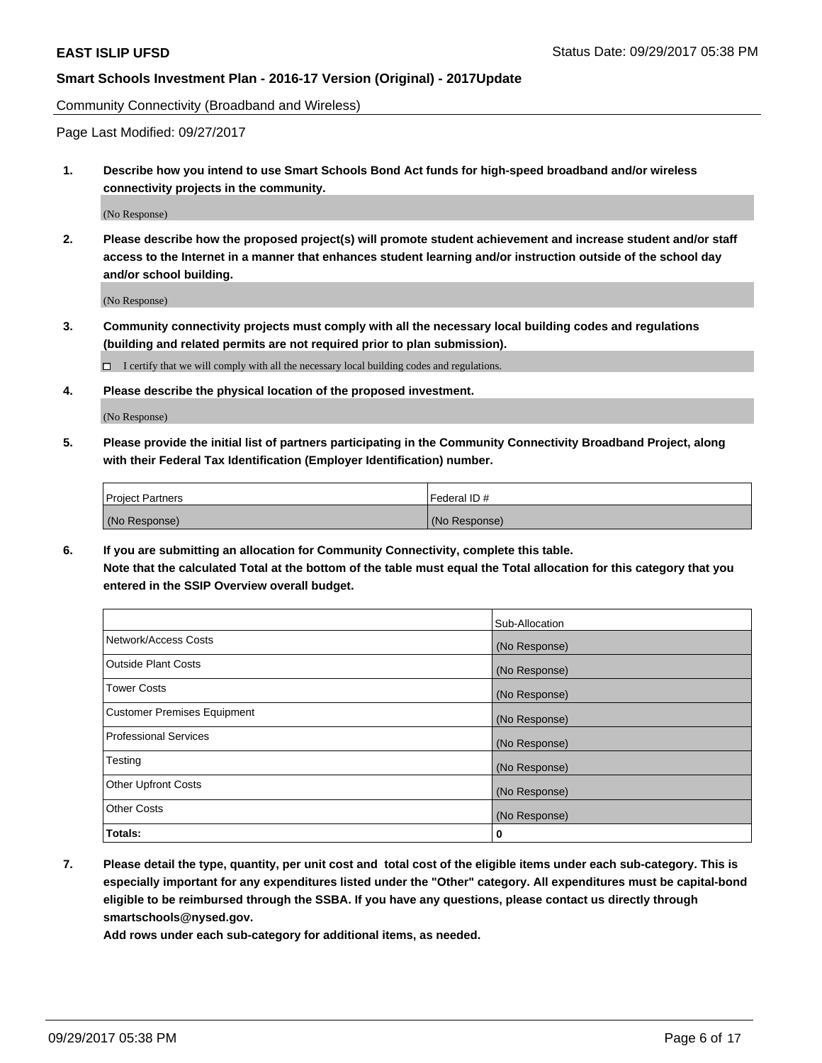Community Connectivity (Broadband and Wireless)

Page Last Modified: 09/27/2017

**1. Describe how you intend to use Smart Schools Bond Act funds for high-speed broadband and/or wireless connectivity projects in the community.**

(No Response)

**2. Please describe how the proposed project(s) will promote student achievement and increase student and/or staff access to the Internet in a manner that enhances student learning and/or instruction outside of the school day and/or school building.**

(No Response)

**3. Community connectivity projects must comply with all the necessary local building codes and regulations (building and related permits are not required prior to plan submission).**

☐ I certify that we will comply with all the necessary local building codes and regulations.

**4. Please describe the physical location of the proposed investment.**

(No Response)

**5. Please provide the initial list of partners participating in the Community Connectivity Broadband Project, along with their Federal Tax Identification (Employer Identification) number.**

| Project Partners | Federal ID # |
|---|---|
| (No Response) | (No Response) |

**6. If you are submitting an allocation for Community Connectivity, complete this table. Note that the calculated Total at the bottom of the table must equal the Total allocation for this category that you entered in the SSIP Overview overall budget.**

| | Sub-Allocation |
|---|---|
| Network/Access Costs | (No Response) |
| Outside Plant Costs | (No Response) |
| Tower Costs | (No Response) |
| Customer Premises Equipment | (No Response) |
| Professional Services | (No Response) |
| Testing | (No Response) |
| Other Upfront Costs | (No Response) |
| Other Costs | (No Response) |
| **Totals:** | **0** |

**7. Please detail the type, quantity, per unit cost and total cost of the eligible items under each sub-category. This is especially important for any expenditures listed under the "Other" category. All expenditures must be capital-bond eligible to be reimbursed through the SSBA. If you have any questions, please contact us directly through smartschools@nysed.gov.**

**Add rows under each sub-category for additional items, as needed.**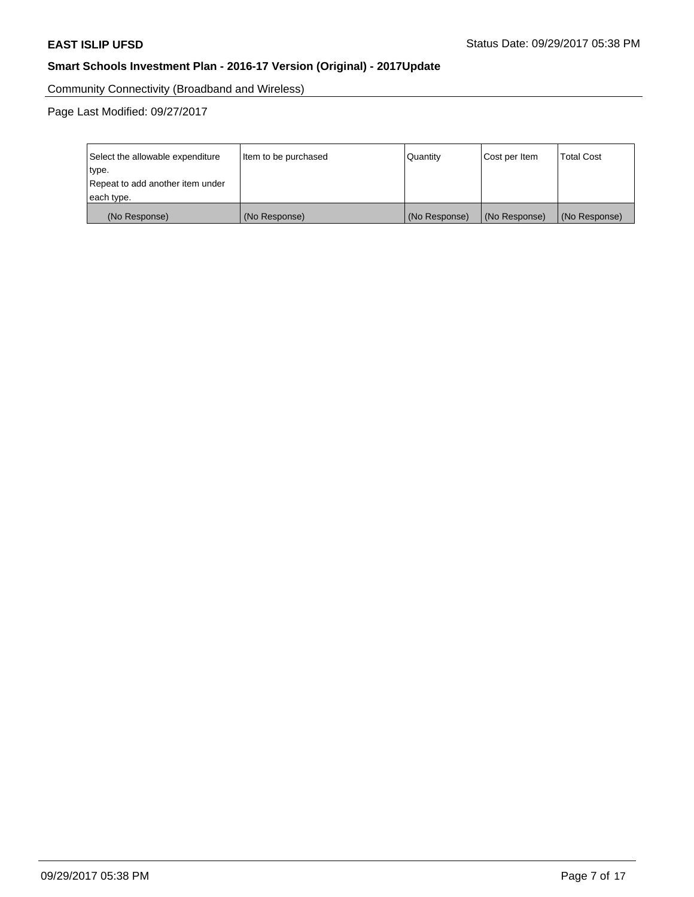Community Connectivity (Broadband and Wireless)

Page Last Modified: 09/27/2017

| Select the allowable expenditure type. Repeat to add another item under each type. | Item to be purchased | Quantity | Cost per Item | Total Cost |
|---|---|---|---|---|
| (No Response) | (No Response) | (No Response) | (No Response) | (No Response) |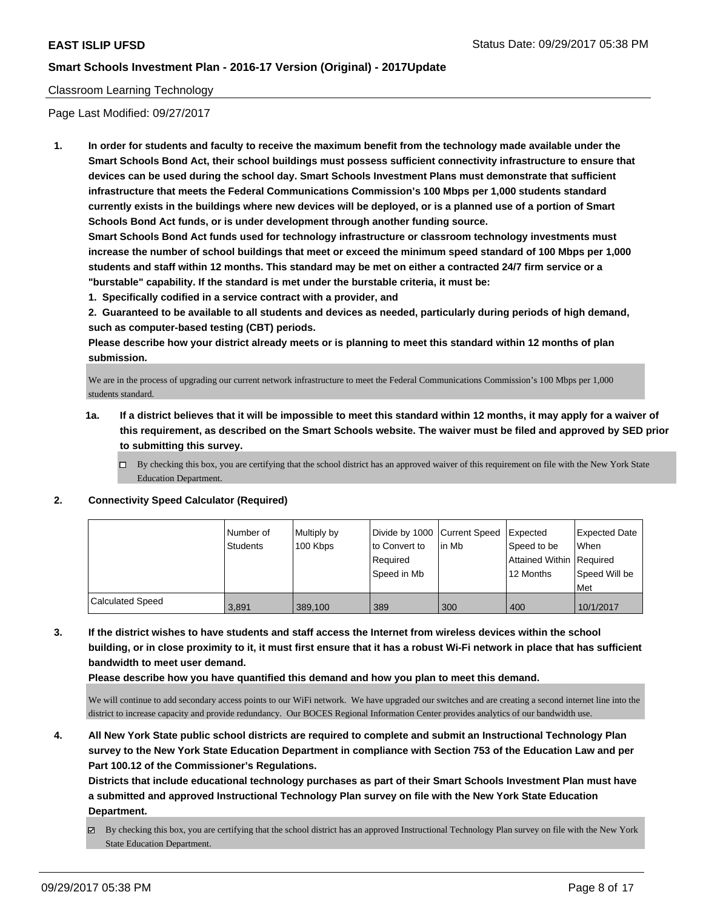Classroom Learning Technology

Page Last Modified: 09/27/2017

1. **In order for students and faculty to receive the maximum benefit from the technology made available under the Smart Schools Bond Act, their school buildings must possess sufficient connectivity infrastructure to ensure that devices can be used during the school day. Smart Schools Investment Plans must demonstrate that sufficient infrastructure that meets the Federal Communications Commission's 100 Mbps per 1,000 students standard currently exists in the buildings where new devices will be deployed, or is a planned use of a portion of Smart Schools Bond Act funds, or is under development through another funding source.**
   **Smart Schools Bond Act funds used for technology infrastructure or classroom technology investments must increase the number of school buildings that meet or exceed the minimum speed standard of 100 Mbps per 1,000 students and staff within 12 months. This standard may be met on either a contracted 24/7 firm service or a "burstable" capability. If the standard is met under the burstable criteria, it must be:**
   **1. Specifically codified in a service contract with a provider, and**
   **2. Guaranteed to be available to all students and devices as needed, particularly during periods of high demand, such as computer-based testing (CBT) periods.**
   **Please describe how your district already meets or is planning to meet this standard within 12 months of plan submission.**

   We are in the process of upgrading our current network infrastructure to meet the Federal Communications Commission's 100 Mbps per 1,000 students standard.

   **1a. If a district believes that it will be impossible to meet this standard within 12 months, it may apply for a waiver of this requirement, as described on the Smart Schools website. The waiver must be filed and approved by SED prior to submitting this survey.**

   ☐ By checking this box, you are certifying that the school district has an approved waiver of this requirement on file with the New York State Education Department.

2. **Connectivity Speed Calculator (Required)**

| | Number of Students | Multiply by 100 Kbps | Divide by 1000 to Convert to Required Speed in Mb | Current Speed in Mb | Expected Speed to be Attained Within 12 Months | Expected Date When Required Speed Will be Met |
|---|---|---|---|---|---|---|
| Calculated Speed | 3,891 | 389,100 | 389 | 300 | 400 | 10/1/2017 |

3. **If the district wishes to have students and staff access the Internet from wireless devices within the school building, or in close proximity to it, it must first ensure that it has a robust Wi-Fi network in place that has sufficient bandwidth to meet user demand.**
   **Please describe how you have quantified this demand and how you plan to meet this demand.**

   We will continue to add secondary access points to our WiFi network. We have upgraded our switches and are creating a second internet line into the district to increase capacity and provide redundancy. Our BOCES Regional Information Center provides analytics of our bandwidth use.

4. **All New York State public school districts are required to complete and submit an Instructional Technology Plan survey to the New York State Education Department in compliance with Section 753 of the Education Law and per Part 100.12 of the Commissioner's Regulations.**
   **Districts that include educational technology purchases as part of their Smart Schools Investment Plan must have a submitted and approved Instructional Technology Plan survey on file with the New York State Education Department.**

   ☑ By checking this box, you are certifying that the school district has an approved Instructional Technology Plan survey on file with the New York State Education Department.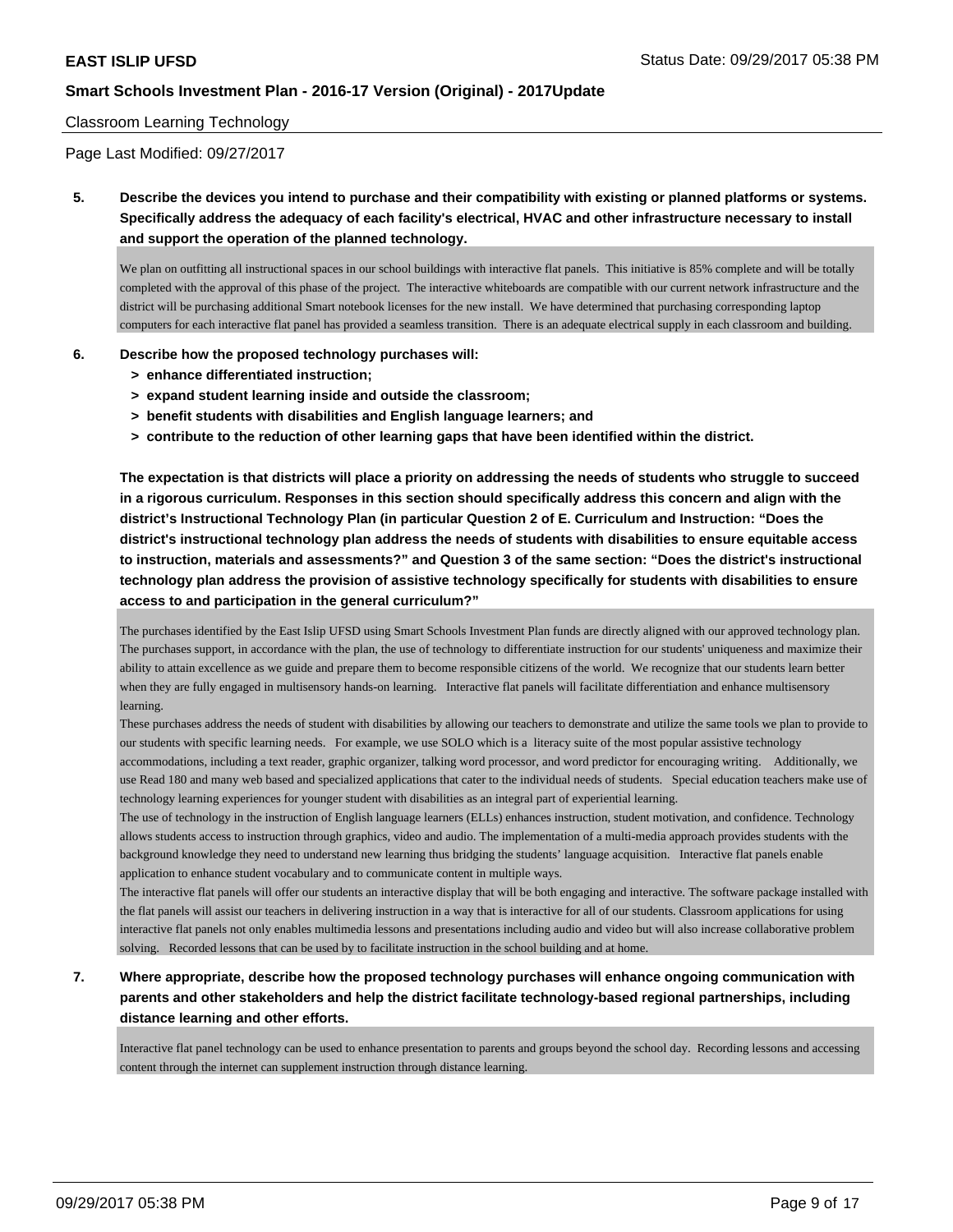Classroom Learning Technology

Page Last Modified: 09/27/2017

**5. Describe the devices you intend to purchase and their compatibility with existing or planned platforms or systems. Specifically address the adequacy of each facility's electrical, HVAC and other infrastructure necessary to install and support the operation of the planned technology.**

We plan on outfitting all instructional spaces in our school buildings with interactive flat panels. This initiative is 85% complete and will be totally completed with the approval of this phase of the project. The interactive whiteboards are compatible with our current network infrastructure and the district will be purchasing additional Smart notebook licenses for the new install. We have determined that purchasing corresponding laptop computers for each interactive flat panel has provided a seamless transition. There is an adequate electrical supply in each classroom and building.

**6. Describe how the proposed technology purchases will:**

- **> enhance differentiated instruction;**
- **> expand student learning inside and outside the classroom;**
- **> benefit students with disabilities and English language learners; and**
- **> contribute to the reduction of other learning gaps that have been identified within the district.**

**The expectation is that districts will place a priority on addressing the needs of students who struggle to succeed in a rigorous curriculum. Responses in this section should specifically address this concern and align with the district's Instructional Technology Plan (in particular Question 2 of E. Curriculum and Instruction: "Does the district's instructional technology plan address the needs of students with disabilities to ensure equitable access to instruction, materials and assessments?" and Question 3 of the same section: "Does the district's instructional technology plan address the provision of assistive technology specifically for students with disabilities to ensure access to and participation in the general curriculum?"**

The purchases identified by the East Islip UFSD using Smart Schools Investment Plan funds are directly aligned with our approved technology plan. The purchases support, in accordance with the plan, the use of technology to differentiate instruction for our students' uniqueness and maximize their ability to attain excellence as we guide and prepare them to become responsible citizens of the world. We recognize that our students learn better when they are fully engaged in multisensory hands-on learning. Interactive flat panels will facilitate differentiation and enhance multisensory learning.

These purchases address the needs of student with disabilities by allowing our teachers to demonstrate and utilize the same tools we plan to provide to our students with specific learning needs. For example, we use SOLO which is a literacy suite of the most popular assistive technology accommodations, including a text reader, graphic organizer, talking word processor, and word predictor for encouraging writing. Additionally, we use Read 180 and many web based and specialized applications that cater to the individual needs of students. Special education teachers make use of technology learning experiences for younger student with disabilities as an integral part of experiential learning.

The use of technology in the instruction of English language learners (ELLs) enhances instruction, student motivation, and confidence. Technology allows students access to instruction through graphics, video and audio. The implementation of a multi-media approach provides students with the background knowledge they need to understand new learning thus bridging the students' language acquisition. Interactive flat panels enable application to enhance student vocabulary and to communicate content in multiple ways.

The interactive flat panels will offer our students an interactive display that will be both engaging and interactive. The software package installed with the flat panels will assist our teachers in delivering instruction in a way that is interactive for all of our students. Classroom applications for using interactive flat panels not only enables multimedia lessons and presentations including audio and video but will also increase collaborative problem solving. Recorded lessons that can be used by to facilitate instruction in the school building and at home.

**7. Where appropriate, describe how the proposed technology purchases will enhance ongoing communication with parents and other stakeholders and help the district facilitate technology-based regional partnerships, including distance learning and other efforts.**

Interactive flat panel technology can be used to enhance presentation to parents and groups beyond the school day. Recording lessons and accessing content through the internet can supplement instruction through distance learning.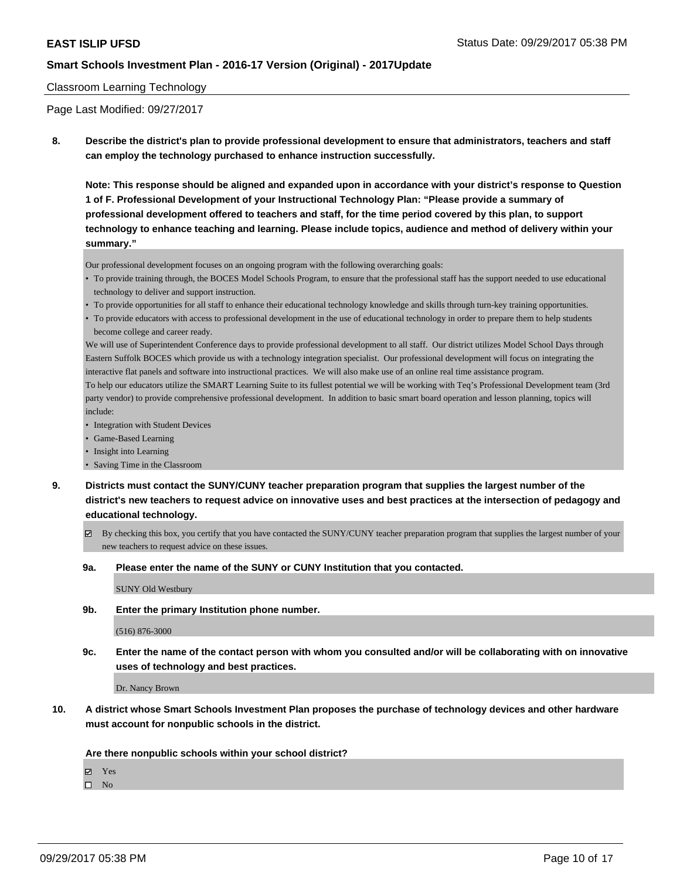**EAST ISLIP UFSD** Status Date: 09/29/2017 05:38 PM

**Smart Schools Investment Plan - 2016-17 Version (Original) - 2017Update**

Classroom Learning Technology

Page Last Modified: 09/27/2017

**8. Describe the district's plan to provide professional development to ensure that administrators, teachers and staff can employ the technology purchased to enhance instruction successfully.**

**Note: This response should be aligned and expanded upon in accordance with your district's response to Question 1 of F. Professional Development of your Instructional Technology Plan: "Please provide a summary of professional development offered to teachers and staff, for the time period covered by this plan, to support technology to enhance teaching and learning. Please include topics, audience and method of delivery within your summary."**

Our professional development focuses on an ongoing program with the following overarching goals:

- To provide training through, the BOCES Model Schools Program, to ensure that the professional staff has the support needed to use educational technology to deliver and support instruction.
- To provide opportunities for all staff to enhance their educational technology knowledge and skills through turn-key training opportunities.
- To provide educators with access to professional development in the use of educational technology in order to prepare them to help students become college and career ready.

We will use of Superintendent Conference days to provide professional development to all staff. Our district utilizes Model School Days through Eastern Suffolk BOCES which provide us with a technology integration specialist. Our professional development will focus on integrating the interactive flat panels and software into instructional practices. We will also make use of an online real time assistance program.

To help our educators utilize the SMART Learning Suite to its fullest potential we will be working with Teq's Professional Development team (3rd party vendor) to provide comprehensive professional development. In addition to basic smart board operation and lesson planning, topics will include:

- Integration with Student Devices
- Game-Based Learning
- Insight into Learning
- Saving Time in the Classroom

**9. Districts must contact the SUNY/CUNY teacher preparation program that supplies the largest number of the district's new teachers to request advice on innovative uses and best practices at the intersection of pedagogy and educational technology.**

☑ By checking this box, you certify that you have contacted the SUNY/CUNY teacher preparation program that supplies the largest number of your new teachers to request advice on these issues.

**9a. Please enter the name of the SUNY or CUNY Institution that you contacted.**

SUNY Old Westbury

**9b. Enter the primary Institution phone number.**

(516) 876-3000

**9c. Enter the name of the contact person with whom you consulted and/or will be collaborating with on innovative uses of technology and best practices.**

Dr. Nancy Brown

**10. A district whose Smart Schools Investment Plan proposes the purchase of technology devices and other hardware must account for nonpublic schools in the district.**

**Are there nonpublic schools within your school district?**

☑ Yes
☐ No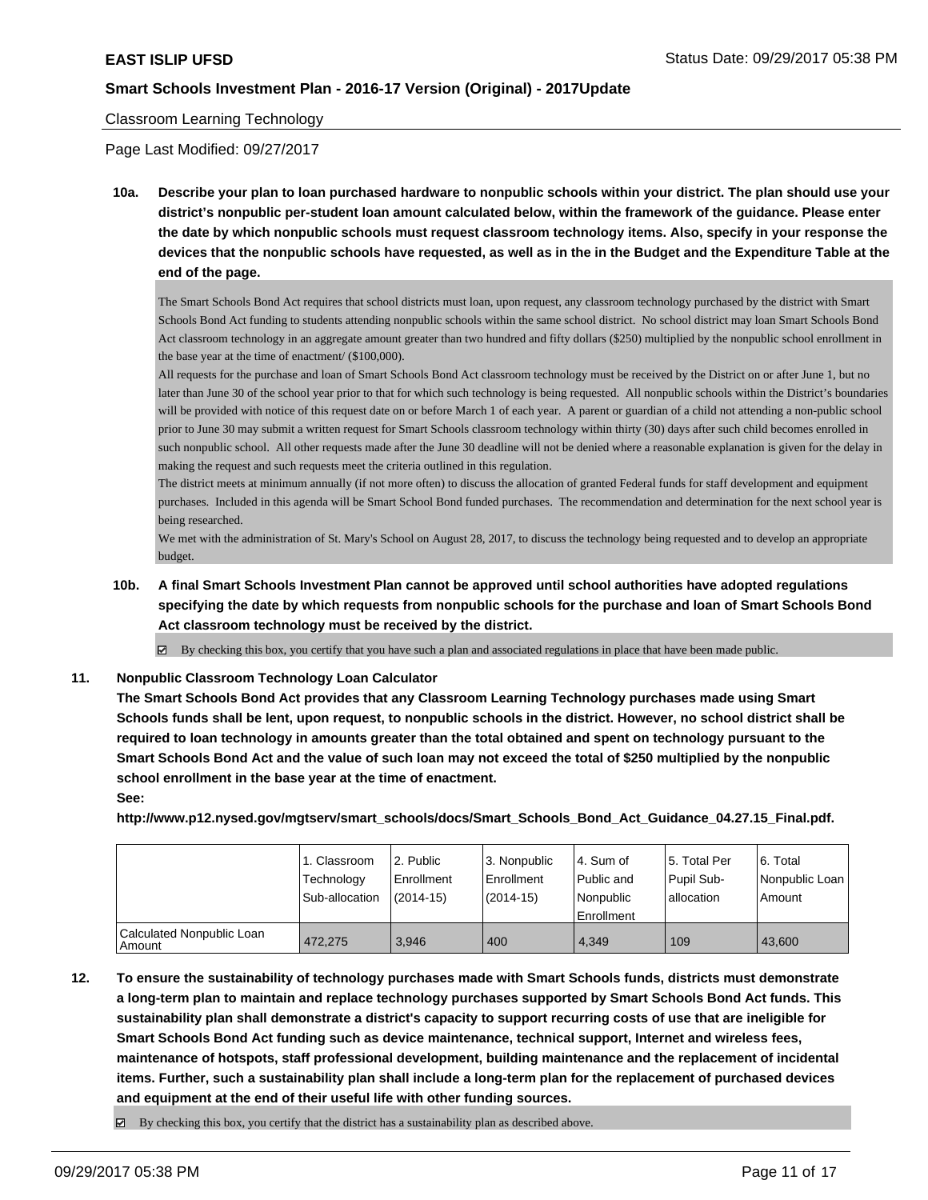Classroom Learning Technology

Page Last Modified: 09/27/2017

**10a. Describe your plan to loan purchased hardware to nonpublic schools within your district. The plan should use your district's nonpublic per-student loan amount calculated below, within the framework of the guidance. Please enter the date by which nonpublic schools must request classroom technology items. Also, specify in your response the devices that the nonpublic schools have requested, as well as in the in the Budget and the Expenditure Table at the end of the page.**

The Smart Schools Bond Act requires that school districts must loan, upon request, any classroom technology purchased by the district with Smart Schools Bond Act funding to students attending nonpublic schools within the same school district. No school district may loan Smart Schools Bond Act classroom technology in an aggregate amount greater than two hundred and fifty dollars ($250) multiplied by the nonpublic school enrollment in the base year at the time of enactment/ ($100,000).

All requests for the purchase and loan of Smart Schools Bond Act classroom technology must be received by the District on or after June 1, but no later than June 30 of the school year prior to that for which such technology is being requested. All nonpublic schools within the District's boundaries will be provided with notice of this request date on or before March 1 of each year. A parent or guardian of a child not attending a non-public school prior to June 30 may submit a written request for Smart Schools classroom technology within thirty (30) days after such child becomes enrolled in such nonpublic school. All other requests made after the June 30 deadline will not be denied where a reasonable explanation is given for the delay in making the request and such requests meet the criteria outlined in this regulation.

The district meets at minimum annually (if not more often) to discuss the allocation of granted Federal funds for staff development and equipment purchases. Included in this agenda will be Smart School Bond funded purchases. The recommendation and determination for the next school year is being researched.

We met with the administration of St. Mary's School on August 28, 2017, to discuss the technology being requested and to develop an appropriate budget.

**10b. A final Smart Schools Investment Plan cannot be approved until school authorities have adopted regulations specifying the date by which requests from nonpublic schools for the purchase and loan of Smart Schools Bond Act classroom technology must be received by the district.**

☑ By checking this box, you certify that you have such a plan and associated regulations in place that have been made public.

**11. Nonpublic Classroom Technology Loan Calculator**

**The Smart Schools Bond Act provides that any Classroom Learning Technology purchases made using Smart Schools funds shall be lent, upon request, to nonpublic schools in the district. However, no school district shall be required to loan technology in amounts greater than the total obtained and spent on technology pursuant to the Smart Schools Bond Act and the value of such loan may not exceed the total of $250 multiplied by the nonpublic school enrollment in the base year at the time of enactment.**

**See:**

**http://www.p12.nysed.gov/mgtserv/smart_schools/docs/Smart_Schools_Bond_Act_Guidance_04.27.15_Final.pdf.**

| | 1. Classroom Technology Sub-allocation | 2. Public Enrollment (2014-15) | 3. Nonpublic Enrollment (2014-15) | 4. Sum of Public and Nonpublic Enrollment | 5. Total Per Pupil Sub-allocation | 6. Total Nonpublic Loan Amount |
|---|---|---|---|---|---|---|
| Calculated Nonpublic Loan Amount | 472,275 | 3,946 | 400 | 4,349 | 109 | 43,600 |

**12. To ensure the sustainability of technology purchases made with Smart Schools funds, districts must demonstrate a long-term plan to maintain and replace technology purchases supported by Smart Schools Bond Act funds. This sustainability plan shall demonstrate a district's capacity to support recurring costs of use that are ineligible for Smart Schools Bond Act funding such as device maintenance, technical support, Internet and wireless fees, maintenance of hotspots, staff professional development, building maintenance and the replacement of incidental items. Further, such a sustainability plan shall include a long-term plan for the replacement of purchased devices and equipment at the end of their useful life with other funding sources.**

☑ By checking this box, you certify that the district has a sustainability plan as described above.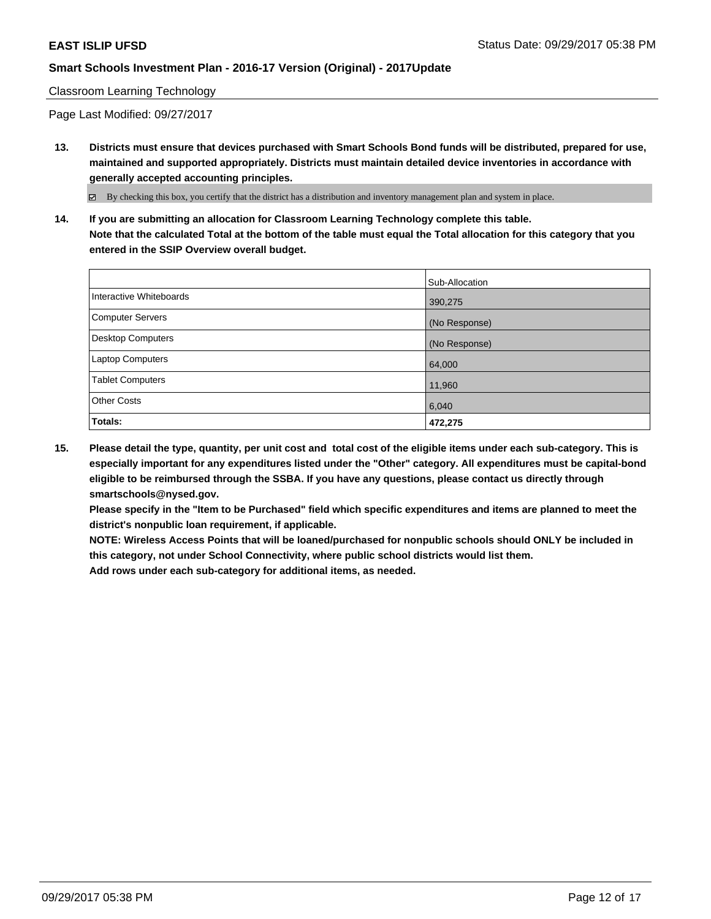Classroom Learning Technology

Page Last Modified: 09/27/2017

**13. Districts must ensure that devices purchased with Smart Schools Bond funds will be distributed, prepared for use, maintained and supported appropriately. Districts must maintain detailed device inventories in accordance with generally accepted accounting principles.**

☑ By checking this box, you certify that the district has a distribution and inventory management plan and system in place.

**14. If you are submitting an allocation for Classroom Learning Technology complete this table. Note that the calculated Total at the bottom of the table must equal the Total allocation for this category that you entered in the SSIP Overview overall budget.**

| | Sub-Allocation |
|---|---|
| Interactive Whiteboards | 390,275 |
| Computer Servers | (No Response) |
| Desktop Computers | (No Response) |
| Laptop Computers | 64,000 |
| Tablet Computers | 11,960 |
| Other Costs | 6,040 |
| **Totals:** | **472,275** |

**15. Please detail the type, quantity, per unit cost and total cost of the eligible items under each sub-category. This is especially important for any expenditures listed under the "Other" category. All expenditures must be capital-bond eligible to be reimbursed through the SSBA. If you have any questions, please contact us directly through smartschools@nysed.gov.**
**Please specify in the "Item to be Purchased" field which specific expenditures and items are planned to meet the district's nonpublic loan requirement, if applicable.**
**NOTE: Wireless Access Points that will be loaned/purchased for nonpublic schools should ONLY be included in this category, not under School Connectivity, where public school districts would list them.**
**Add rows under each sub-category for additional items, as needed.**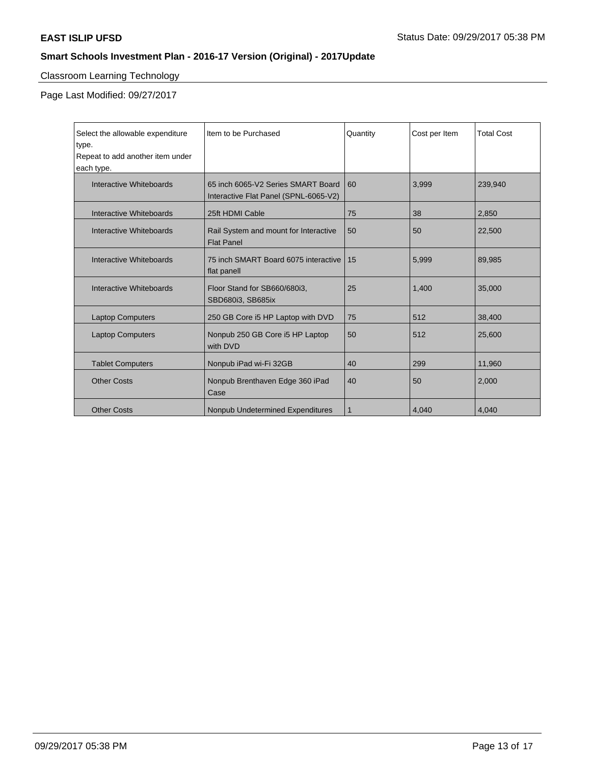## Classroom Learning Technology

Page Last Modified: 09/27/2017

| Select the allowable expenditure type. Repeat to add another item under each type. | Item to be Purchased | Quantity | Cost per Item | Total Cost |
|---|---|---|---|---|
| Interactive Whiteboards | 65 inch 6065-V2 Series SMART Board Interactive Flat Panel (SPNL-6065-V2) | 60 | 3,999 | 239,940 |
| Interactive Whiteboards | 25ft HDMI Cable | 75 | 38 | 2,850 |
| Interactive Whiteboards | Rail System and mount for Interactive Flat Panel | 50 | 50 | 22,500 |
| Interactive Whiteboards | 75 inch SMART Board 6075 interactive flat panell | 15 | 5,999 | 89,985 |
| Interactive Whiteboards | Floor Stand for SB660/680i3, SBD680i3, SB685ix | 25 | 1,400 | 35,000 |
| Laptop Computers | 250 GB Core i5 HP Laptop with DVD | 75 | 512 | 38,400 |
| Laptop Computers | Nonpub 250 GB Core i5 HP Laptop with DVD | 50 | 512 | 25,600 |
| Tablet Computers | Nonpub iPad wi-Fi 32GB | 40 | 299 | 11,960 |
| Other Costs | Nonpub Brenthaven Edge 360 iPad Case | 40 | 50 | 2,000 |
| Other Costs | Nonpub Undetermined Expenditures | 1 | 4,040 | 4,040 |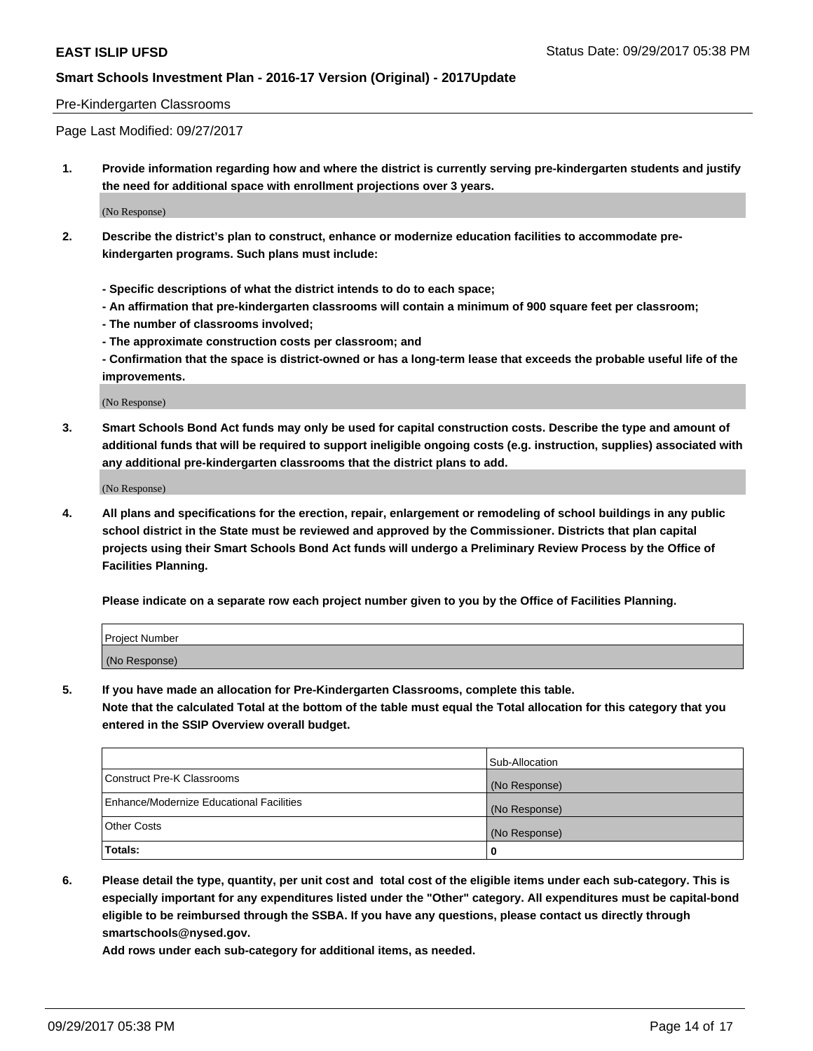Pre-Kindergarten Classrooms

Page Last Modified: 09/27/2017

1. **Provide information regarding how and where the district is currently serving pre-kindergarten students and justify the need for additional space with enrollment projections over 3 years.**

(No Response)

2. **Describe the district's plan to construct, enhance or modernize education facilities to accommodate pre-kindergarten programs. Such plans must include:**

   **- Specific descriptions of what the district intends to do to each space;**
   **- An affirmation that pre-kindergarten classrooms will contain a minimum of 900 square feet per classroom;**
   **- The number of classrooms involved;**
   **- The approximate construction costs per classroom; and**
   **- Confirmation that the space is district-owned or has a long-term lease that exceeds the probable useful life of the improvements.**

(No Response)

3. **Smart Schools Bond Act funds may only be used for capital construction costs. Describe the type and amount of additional funds that will be required to support ineligible ongoing costs (e.g. instruction, supplies) associated with any additional pre-kindergarten classrooms that the district plans to add.**

(No Response)

4. **All plans and specifications for the erection, repair, enlargement or remodeling of school buildings in any public school district in the State must be reviewed and approved by the Commissioner. Districts that plan capital projects using their Smart Schools Bond Act funds will undergo a Preliminary Review Process by the Office of Facilities Planning.**

   **Please indicate on a separate row each project number given to you by the Office of Facilities Planning.**

| Project Number |
|---|
| (No Response) |

5. **If you have made an allocation for Pre-Kindergarten Classrooms, complete this table.**
   **Note that the calculated Total at the bottom of the table must equal the Total allocation for this category that you entered in the SSIP Overview overall budget.**

| | Sub-Allocation |
|---|---|
| Construct Pre-K Classrooms | (No Response) |
| Enhance/Modernize Educational Facilities | (No Response) |
| Other Costs | (No Response) |
| **Totals:** | **0** |

6. **Please detail the type, quantity, per unit cost and total cost of the eligible items under each sub-category. This is especially important for any expenditures listed under the "Other" category. All expenditures must be capital-bond eligible to be reimbursed through the SSBA. If you have any questions, please contact us directly through smartschools@nysed.gov.**

   **Add rows under each sub-category for additional items, as needed.**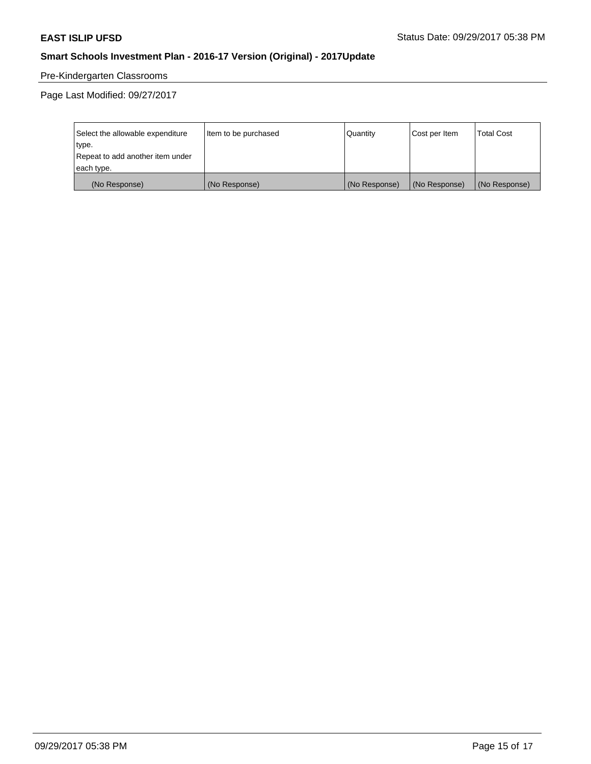Pre-Kindergarten Classrooms

Page Last Modified: 09/27/2017

| Select the allowable expenditure type.<br>Repeat to add another item under each type. | Item to be purchased | Quantity | Cost per Item | Total Cost |
|---|---|---|---|---|
| (No Response) | (No Response) | (No Response) | (No Response) | (No Response) |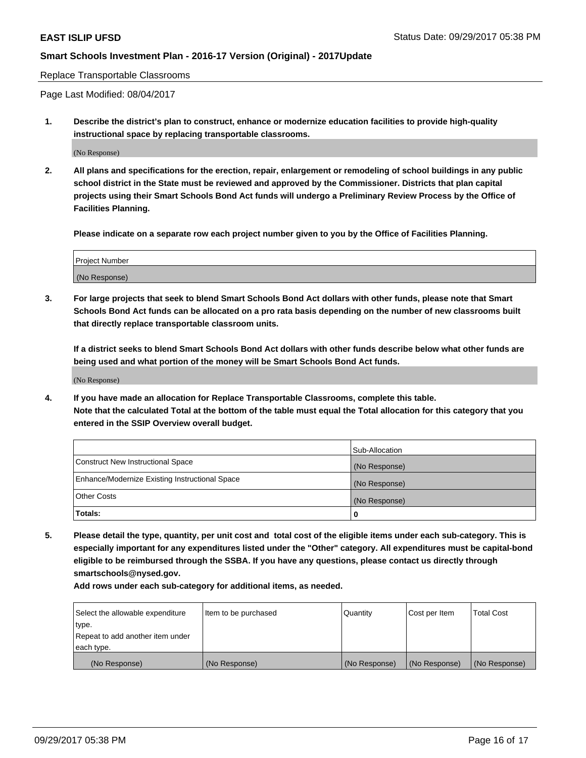Replace Transportable Classrooms

Page Last Modified: 08/04/2017

**1. Describe the district's plan to construct, enhance or modernize education facilities to provide high-quality instructional space by replacing transportable classrooms.**

(No Response)

**2. All plans and specifications for the erection, repair, enlargement or remodeling of school buildings in any public school district in the State must be reviewed and approved by the Commissioner. Districts that plan capital projects using their Smart Schools Bond Act funds will undergo a Preliminary Review Process by the Office of Facilities Planning.**

**Please indicate on a separate row each project number given to you by the Office of Facilities Planning.**

| Project Number |
| --- |
| (No Response) |

**3. For large projects that seek to blend Smart Schools Bond Act dollars with other funds, please note that Smart Schools Bond Act funds can be allocated on a pro rata basis depending on the number of new classrooms built that directly replace transportable classroom units.**

**If a district seeks to blend Smart Schools Bond Act dollars with other funds describe below what other funds are being used and what portion of the money will be Smart Schools Bond Act funds.**

(No Response)

**4. If you have made an allocation for Replace Transportable Classrooms, complete this table. Note that the calculated Total at the bottom of the table must equal the Total allocation for this category that you entered in the SSIP Overview overall budget.**

| | Sub-Allocation |
| --- | --- |
| Construct New Instructional Space | (No Response) |
| Enhance/Modernize Existing Instructional Space | (No Response) |
| Other Costs | (No Response) |
| **Totals:** | **0** |

**5. Please detail the type, quantity, per unit cost and total cost of the eligible items under each sub-category. This is especially important for any expenditures listed under the "Other" category. All expenditures must be capital-bond eligible to be reimbursed through the SSBA. If you have any questions, please contact us directly through smartschools@nysed.gov.**

**Add rows under each sub-category for additional items, as needed.**

| Select the allowable expenditure type. Repeat to add another item under each type. | Item to be purchased | Quantity | Cost per Item | Total Cost |
| --- | --- | --- | --- | --- |
| (No Response) | (No Response) | (No Response) | (No Response) | (No Response) |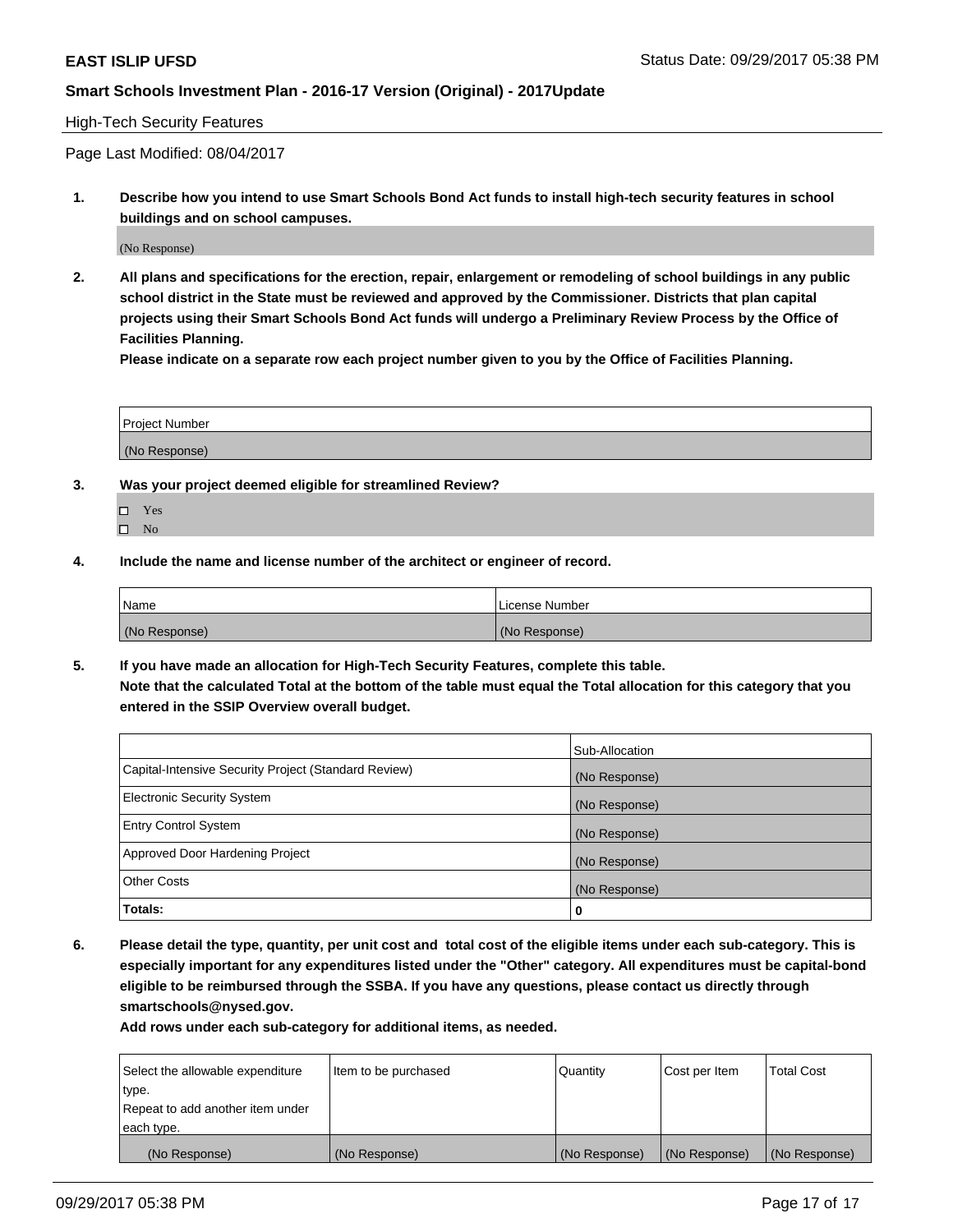High-Tech Security Features

Page Last Modified: 08/04/2017

**1. Describe how you intend to use Smart Schools Bond Act funds to install high-tech security features in school buildings and on school campuses.**

(No Response)

**2. All plans and specifications for the erection, repair, enlargement or remodeling of school buildings in any public school district in the State must be reviewed and approved by the Commissioner. Districts that plan capital projects using their Smart Schools Bond Act funds will undergo a Preliminary Review Process by the Office of Facilities Planning.**

**Please indicate on a separate row each project number given to you by the Office of Facilities Planning.**

| Project Number |
|---|
| (No Response) |

**3. Was your project deemed eligible for streamlined Review?**

- ☐ Yes
- ☐ No

**4. Include the name and license number of the architect or engineer of record.**

| Name | License Number |
|---|---|
| (No Response) | (No Response) |

**5. If you have made an allocation for High-Tech Security Features, complete this table.**
**Note that the calculated Total at the bottom of the table must equal the Total allocation for this category that you entered in the SSIP Overview overall budget.**

| | Sub-Allocation |
|---|---|
| Capital-Intensive Security Project (Standard Review) | (No Response) |
| Electronic Security System | (No Response) |
| Entry Control System | (No Response) |
| Approved Door Hardening Project | (No Response) |
| Other Costs | (No Response) |
| **Totals:** | **0** |

**6. Please detail the type, quantity, per unit cost and total cost of the eligible items under each sub-category. This is especially important for any expenditures listed under the "Other" category. All expenditures must be capital-bond eligible to be reimbursed through the SSBA. If you have any questions, please contact us directly through smartschools@nysed.gov.**

**Add rows under each sub-category for additional items, as needed.**

| Select the allowable expenditure type. Repeat to add another item under each type. | Item to be purchased | Quantity | Cost per Item | Total Cost |
|---|---|---|---|---|
| (No Response) | (No Response) | (No Response) | (No Response) | (No Response) |